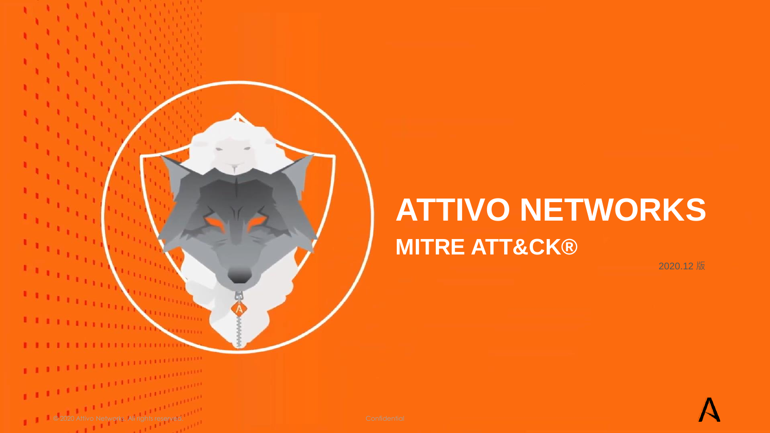# ATTIVO NETWORKS

## MITRE ATT&CK®

2020.12 版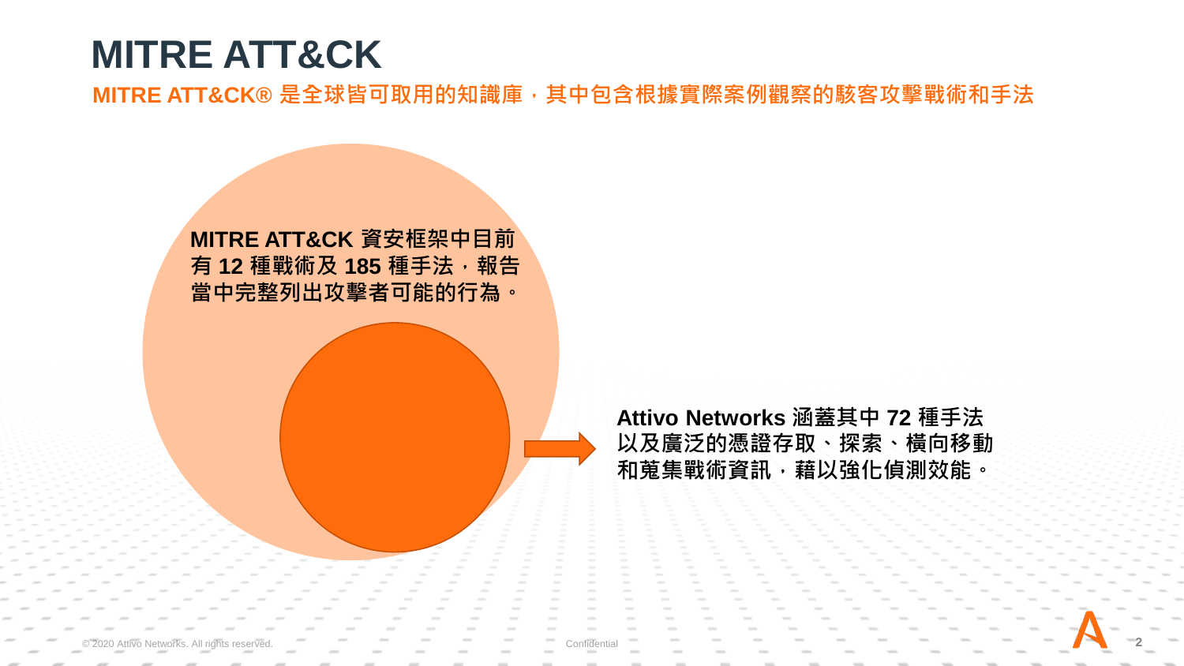# MITRE ATT&CK

**MITRE ATT&CK® 是全球皆可取用的知識庫，其中包含根據實際案例觀察的駭客攻擊戰術和手法**

**MITRE ATT&CK 資安框架中目前有 12 種戰術及 185 種手法，報告當中完整列出攻擊者可能的行為。**

**Attivo Networks 涵蓋其中 72 種手法以及廣泛的憑證存取、探索、橫向移動和蒐集戰術資訊，藉以強化偵測效能。**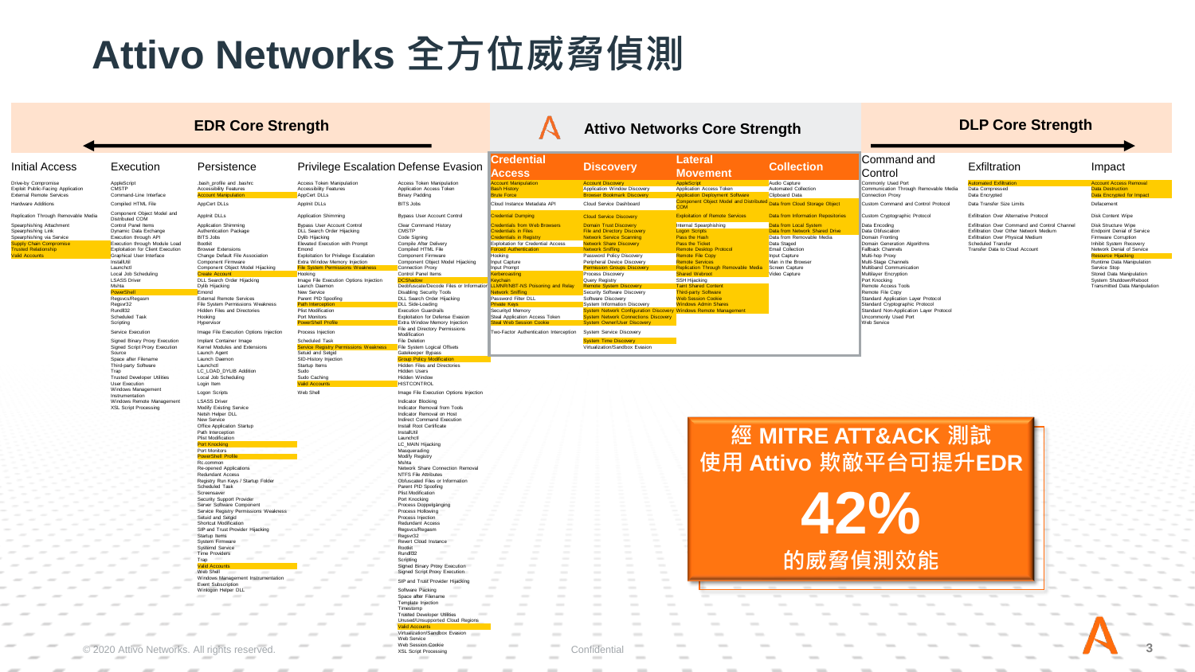# Attivo Networks 全方位威脅偵測

**EDR Core Strength** | **Attivo Networks Core Strength** | **DLP Core Strength**

| Initial Access | Execution | Persistence | Privilege Escalation | Defense Evasion | Credential Access | Discovery | Lateral Movement | Collection | Command and Control | Exfiltration | Impact |
|---|---|---|---|---|---|---|---|---|---|---|---|
| Drive-by Compromise | AppleScript | .bash_profile and .bashrc | Access Token Manipulation | Access Token Manipulation | Account Manipulation | Account Discovery | AppleScript | Audio Capture | Commonly Used Port | Automated Exfiltration | Account Access Removal |
| Exploit Public-Facing Application | CMSTP | Accessibility Features | Accessibility Features | Application Access Token | Bash History | Application Window Discovery | Application Access Token | Automated Collection | Communication Through Removable Media | Data Compressed | Data Destruction |
| External Remote Services | Command-Line Interface | Account Manipulation | AppCert DLLs | Binary Padding | Brute Force | Browser Bookmark Discovery | Application Deployment Software | Clipboard Data | Connection Proxy | Data Encrypted | Data Encrypted for Impact |
| Hardware Additions | Compiled HTML File | AppCert DLLs | AppInit DLLs | BITS Jobs | Cloud Instance Metadata API | Cloud Service Dashboard | Component Object Model and Distributed COM | Data from Cloud Storage Object | Custom Command and Control Protocol | Data Transfer Size Limits | Defacement |
| Replication Through Removable Media | Component Object Model and Distributed COM | AppInit DLLs | Application Shimming | Bypass User Account Control | Credential Dumping | Cloud Service Discovery | Exploitation of Remote Services | Data from Information Repositories | Custom Cryptographic Protocol | Exfiltration Over Alternative Protocol | Disk Content Wipe |
| Spearphishing Attachment | Control Panel Items | Application Shimming | Bypass User Account Control | Clear Command History | Credentials from Web Browsers | Domain Trust Discovery | Internal Spearphishing | Data from Local System | Data Encoding | Exfiltration Over Command and Control Channel | Disk Structure Wipe |
| Spearphishing Link | Dynamic Data Exchange | Authentication Package | DLL Search Order Hijacking | CMSTP | Credentials in Files | File and Directory Discovery | Logon Scripts | Data from Network Shared Drive | Data Obfuscation | Exfiltration Over Other Network Medium | Endpoint Denial of Service |
| Spearphishing via Service | Execution through API | BITS Jobs | Dylib Hijacking | Code Signing | Credentials in Registry | Network Service Scanning | Pass the Hash | Data from Removable Media | Domain Fronting | Exfiltration Over Physical Medium | Firmware Corruption |
| Supply Chain Compromise | Execution through Module Load | Bootkit | Elevated Execution with Prompt | Compile After Delivery | Exploitation for Credential Access | Network Share Discovery | Pass the Ticket | Data Staged | Domain Generation Algorithms | Scheduled Transfer | Inhibit System Recovery |
| Trusted Relationship | Exploitation for Client Execution | Browser Extensions | Emond | Compiled HTML File | Forced Authentication | Network Sniffing | Remote Desktop Protocol | Email Collection | Fallback Channels | Transfer Data to Cloud Account | Network Denial of Service |
| Valid Accounts | Graphical User Interface | Change Default File Association | Exploitation for Privilege Escalation | Component Firmware | Hooking | Password Policy Discovery | Remote File Copy | Input Capture | Multi-hop Proxy | | Resource Hijacking |
| | InstallUtil | Component Firmware | Extra Window Memory Injection | Component Object Model Hijacking | Input Capture | Peripheral Device Discovery | Remote Services | Man in the Browser | Multi-Stage Channels | | Runtime Data Manipulation |
| | Launchctl | Component Object Model Hijacking | File System Permissions Weakness | Connection Proxy | Input Prompt | Permission Groups Discovery | Replication Through Removable Media | Screen Capture | Multiband Communication | | Service Stop |
| | Local Job Scheduling | Create Account | Hooking | Control Panel Items | Kerberoasting | Process Discovery | Shared Webroot | Video Capture | Multilayer Encryption | | Stored Data Manipulation |
| | LSASS Driver | DLL Search Order Hijacking | Image File Execution Options Injection | DCShadow | Keychain | Query Registry | SSH Hijacking | | Port Knocking | | System Shutdown/Reboot |
| | Mshta | Dylib Hijacking | Launch Daemon | Deobfuscate/Decode Files or Information | LLMNR/NBT-NS Poisoning and Relay | Remote System Discovery | Taint Shared Content | | Remote Access Tools | | Transmitted Data Manipulation |
| | PowerShell | Emond | New Service | Disabling Security Tools | Network Sniffing | Security Software Discovery | Third-party Software | | Remote File Copy | | |
| | Regsvcs/Regasm | External Remote Services | Parent PID Spoofing | DLL Search Order Hijacking | Password Filter DLL | Software Discovery | Web Session Cookie | | Standard Application Layer Protocol | | |
| | Regsvr32 | File System Permissions Weakness | Path Interception | DLL Side-Loading | Private Keys | System Information Discovery | Windows Admin Shares | | Standard Cryptographic Protocol | | |
| | Rundll32 | Hidden Files and Directories | Plist Modification | Execution Guardrails | Securityd Memory | System Network Configuration Discovery | Windows Remote Management | | Standard Non-Application Layer Protocol | | |
| | Scheduled Task | Hooking | Port Monitors | Exploitation for Defense Evasion | Steal Application Access Token | System Network Connections Discovery | | | Uncommonly Used Port | | |
| | Scripting | Hypervisor | PowerShell Profile | Extra Window Memory Injection | Steal Web Session Cookie | System Owner/User Discovery | | | Web Service | | |
| | Service Execution | Image File Execution Options Injection | Process Injection | File and Directory Permissions Modification | Two-Factor Authentication Interception | System Service Discovery | | | | | |
| | Signed Binary Proxy Execution | Implant Container Image | Scheduled Task | File Deletion | | System Time Discovery | | | | | |
| | Signed Script Proxy Execution | Kernel Modules and Extensions | Service Registry Permissions Weakness | File System Logical Offsets | | Virtualization/Sandbox Evasion | | | | | |
| | Source | Launch Agent | Setuid and Setgid | Gatekeeper Bypass | | | | | | | |
| | Space after Filename | Launch Daemon | SID-History Injection | Group Policy Modification | | | | | | | |
| | Third-party Software | Launchctl | Startup Items | Hidden Files and Directories | | | | | | | |
| | Trap | LC_LOAD_DYLIB Addition | Sudo | Hidden Users | | | | | | | |
| | Trusted Developer Utilities | Local Job Scheduling | Sudo Caching | Hidden Window | | | | | | | |
| | User Execution | Login Item | Valid Accounts | HISTCONTROL | | | | | | | |
| | Windows Management Instrumentation | Logon Scripts | Web Shell | Image File Execution Options Injection | | | | | | | |
| | Windows Remote Management | LSASS Driver | | Indicator Blocking | | | | | | | |
| | XSL Script Processing | Modify Existing Service | | Indicator Removal from Tools | | | | | | | |
| | | Netsh Helper DLL | | Indicator Removal on Host | | | | | | | |
| | | New Service | | Indirect Command Execution | | | | | | | |
| | | Office Application Startup | | Install Root Certificate | | | | | | | |
| | | Path Interception | | InstallUtil | | | | | | | |
| | | Plist Modification | | Launchctl | | | | | | | |
| | | Port Knocking | | LC_MAIN Hijacking | | | | | | | |
| | | Port Monitors | | Masquerading | | | | | | | |
| | | PowerShell Profile | | Modify Registry | | | | | | | |
| | | Rc.common | | Mshta | | | | | | | |
| | | Re-opened Applications | | Network Share Connection Removal | | | | | | | |
| | | Redundant Access | | NTFS File Attributes | | | | | | | |
| | | Registry Run Keys / Startup Folder | | Obfuscated Files or Information | | | | | | | |
| | | Scheduled Task | | Parent PID Spoofing | | | | | | | |
| | | Screensaver | | Plist Modification | | | | | | | |
| | | Security Support Provider | | Port Knocking | | | | | | | |
| | | Server Software Component | | Process Doppelgänging | | | | | | | |
| | | Service Registry Permissions Weakness | | Process Hollowing | | | | | | | |
| | | Setuid and Setgid | | Process Injection | | | | | | | |
| | | Shortcut Modification | | Redundant Access | | | | | | | |
| | | SIP and Trust Provider Hijacking | | Regsvcs/Regasm | | | | | | | |
| | | Startup Items | | Regsvr32 | | | | | | | |
| | | System Firmware | | Revert Cloud Instance | | | | | | | |
| | | Systemd Service | | Rootkit | | | | | | | |
| | | Time Providers | | Rundll32 | | | | | | | |
| | | Trap | | Scripting | | | | | | | |
| | | Valid Accounts | | Signed Binary Proxy Execution | | | | | | | |
| | | Web Shell | | Signed Script Proxy Execution | | | | | | | |
| | | Windows Management Instrumentation Event Subscription | | SIP and Trust Provider Hijacking | | | | | | | |
| | | Winlogon Helper DLL | | Software Packing | | | | | | | |
| | | | | Space after Filename | | | | | | | |
| | | | | Template Injection | | | | | | | |
| | | | | Timestomp | | | | | | | |
| | | | | Trusted Developer Utilities | | | | | | | |
| | | | | Unused/Unsupported Cloud Regions | | | | | | | |
| | | | | Valid Accounts | | | | | | | |
| | | | | Virtualization/Sandbox Evasion | | | | | | | |
| | | | | Web Service | | | | | | | |
| | | | | Web Session Cookie | | | | | | | |
| | | | | XSL Script Processing | | | | | | | |

**經 MITRE ATT&ACK 測試**
**使用 Attivo 欺敵平台可提升EDR**

**42%**

**的威脅偵測效能**

© 2020 Attivo Networks. All rights reserved.

Confidential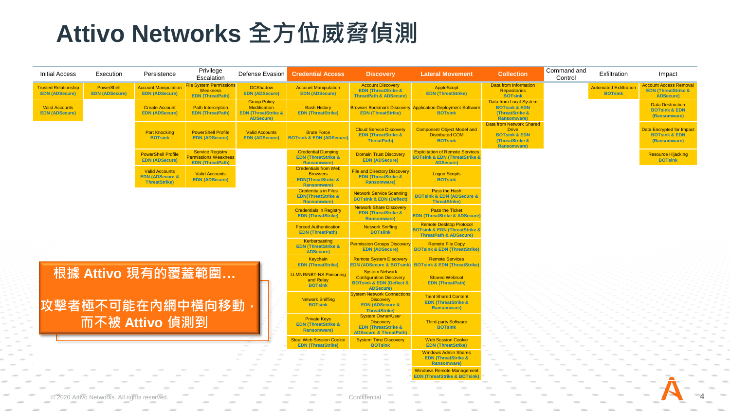# Attivo Networks 全方位威脅偵測

| Initial Access | Execution | Persistence | Privilege Escalation | Defense Evasion | Credential Access | Discovery | Lateral Movement | Collection | Command and Control | Exfiltration | Impact |
|---|---|---|---|---|---|---|---|---|---|---|---|
| Trusted Relationship **EDN (ADSecure)** | PowerShell **EDN (ADSecure)** | Account Manipulation **EDN (ADSecure)** | File System Permissions Weakness **EDN (ThreatPath)** | DCShadow **EDN (ADSecure)** | Account Manipulation **EDN (ADSecure)** | Account Discovery **EDN (ThreatStrike & ThreatPath & ADSecure)** | AppleScript **EDN (ThreatStrike)** | Data from Information Repositories **BOTsink** | | Automated Exfiltration **BOTsink** | Account Access Removal **EDN (ThreatStrike & ADSecure)** |
| Valid Accounts **EDN (ADSecure)** | | Create Account **EDN (ADSecure)** | Path Interception **EDN (ThreatPath)** | Group Policy Modification **EDN (ThreatStrike & ADSecure)** | Bash History **EDN (ThreatStrike)** | Browser Bookmark Discovery **EDN (ThreatStrike)** | Application Deployment Software **BOTsink** | Data from Local System **BOTsink & EDN (ThreatStrike & Ransomware)** | | | Data Destruction **BOTsink & EDN (Ransomware)** |
| | | Port Knocking **BOTsink** | PowerShell Profile **EDN (ADSecure)** | Valid Accounts **EDN (ADSecure)** | Brute Force **BOTsink & EDN (ADSecure)** | Cloud Service Discovery **EDN (ThreatStrike & ThreatPath)** | Component Object Model and Distributed COM **BOTsink** | Data from Network Shared Drive **BOTsink & EDN (ThreatStrike & Ransomware)** | | | Data Encrypted for Impact **BOTsink & EDN (Ransomware)** |
| | | PowerShell Profile **EDN (ADSecure)** | Service Registry Permissions Weakness **EDN (ThreatPath)** | | Credential Dumping **EDN (ThreatStrike & Ransomware)** | Domain Trust Discovery **EDN (ADSecure)** | Exploitation of Remote Services **BOTsink & EDN (ThreatStrike & ADSecure)** | | | | Resource Hijacking **BOTsink** |
| | | Valid Accounts **EDN (ADSecure & ThreatStrike)** | Valid Accounts **EDN (ADSecure)** | | Credentials from Web Browsers **EDN(ThreatStrike & Ransomware)** | File and Directory Discovery **EDN (ThreatStrike & Ransomware)** | Logon Scripts **BOTsink** | | | | |
| | | | | | Credentials in Files **EDN(ThreatStrike & Ransomware)** | Network Service Scanning **BOTsink & EDN (Deflect)** | Pass the Hash **BOTsink & EDN (ADSecure & ThreatStrike)** | | | | |
| | | | | | Credentials in Registry **EDN (ThreatStrike)** | Network Share Discovery **EDN (ThreatStrike & Ransomware)** | Pass the Ticket **EDN (ThreatStrike & ADSecure)** | | | | |
| | | | | | Forced Authentication **EDN (ThreatPath)** | Network Sniffing **BOTsiink** | Remote Desktop Protocol **BOTsink & EDN (ThreatStrike & ThreatPath & ADSecure)** | | | | |
| | | | | | Kerberoasting **EDN (ThreatStrike & ADSecure)** | Permission Groups Discovery **EDN (ADSecure)** | Remote File Copy **BOTsink & EDN (ThreatStrike)** | | | | |
| | | | | | Keychain **EDN (ThreatStrike)** | Remote System Discovery **EDN (ADSecure & BOTsink)** | Remote Services **BOTsink & EDN (ThreatStrike)** | | | | |
| | | | | | LLMNR/NBT-NS Poisoning and Relay **BOTsink** | System Network Configuration Discovery **BOTsink & EDN (Deflect & ADSecure)** | Shared Webroot **EDN (ThreatPath)** | | | | |
| | | | | | Network Sniffing **BOTsink** | System Network Connections Discovery **EDN (ADSecure & ThreatStrike)** | Taint Shared Content **EDN (ThreatStrike & Ransomware)** | | | | |
| | | | | | Private Keys **EDN (ThreatStrike & Ransomware)** | System Owner/User Discovery **EDN (ThreatStrike & ADSecure & ThreatPath)** | Third-party Software **BOTsink** | | | | |
| | | | | | Steal Web Session Cookie **EDN (ThreatStrike)** | System Time Discovery **BOTsink** | Web Session Cookie **EDN (ThreatStrike)** | | | | |
| | | | | | | | Windows Admin Shares **EDN (ThreatStrike & Ransomware)** | | | | |
| | | | | | | | Windows Remote Management **EDN (ThreatStrike & BOTsink)** | | | | |

**根據 Attivo 現有的覆蓋範圍…**

**攻擊者極不可能在內網中橫向移動，而不被 Attivo 偵測到**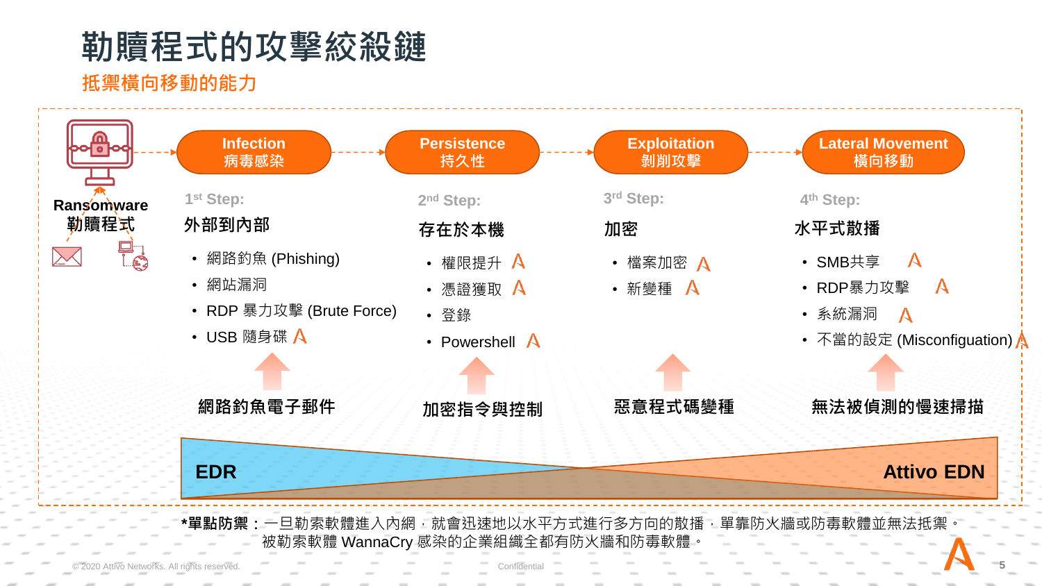# 勒贖程式的攻擊絞殺鏈

## 抵禦橫向移動的能力

Ransomware
勒贖程式

**Infection**
**病毒感染**

1st Step:

外部到內部

- 網路釣魚 (Phishing)
- 網站漏洞
- RDP 暴力攻擊 (Brute Force)
- USB 隨身碟

網路釣魚電子郵件

**Persistence**
**持久性**

2nd Step:

存在於本機

- 權限提升
- 憑證獲取
- 登錄
- Powershell

加密指令與控制

**Exploitation**
**剝削攻擊**

3rd Step:

加密

- 檔案加密
- 新變種

惡意程式碼變種

**Lateral Movement**
**橫向移動**

4th Step:

水平式散播

- SMB共享
- RDP暴力攻擊
- 系統漏洞
- 不當的設定 (Misconfiguation)

無法被偵測的慢速掃描

EDR

Attivo EDN

***單點防禦**：一旦勒索軟體進入內網，就會迅速地以水平方式進行多方向的散播，單靠防火牆或防毒軟體並無法抵禦。
被勒索軟體 WannaCry 感染的企業組織全都有防火牆和防毒軟體。

© 2020 Attivo Networks. All rights reserved.

Confidential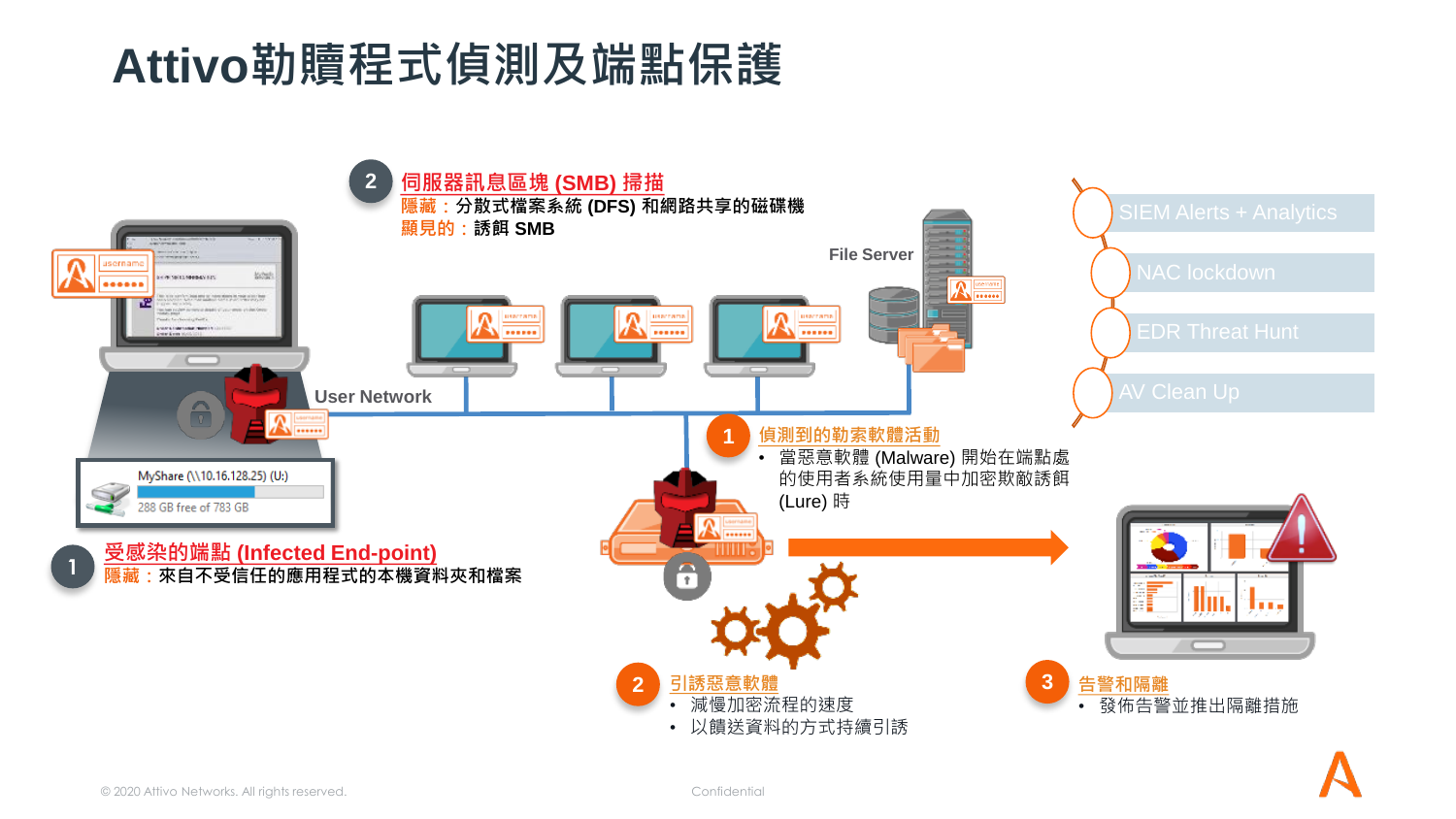# Attivo勒贖程式偵測及端點保護

**2** 伺服器訊息區塊 (SMB) 掃描

隱藏：分散式檔案系統 (DFS) 和網路共享的磁碟機

顯見的：誘餌 SMB

File Server

SIEM Alerts + Analytics

NAC lockdown

EDR Threat Hunt

AV Clean Up

User Network

MyShare (\\10.16.128.25) (U:)

288 GB free of 783 GB

**1** 受感染的端點 (Infected End-point)

隱藏：來自不受信任的應用程式的本機資料夾和檔案

**1** 偵測到的勒索軟體活動

- 當惡意軟體 (Malware) 開始在端點處的使用者系統使用量中加密欺敵誘餌 (Lure) 時

**2** 引誘惡意軟體

- 減慢加密流程的速度
- 以饋送資料的方式持續引誘

**3** 告警和隔離

- 發佈告警並推出隔離措施

© 2020 Attivo Networks. All rights reserved.

Confidential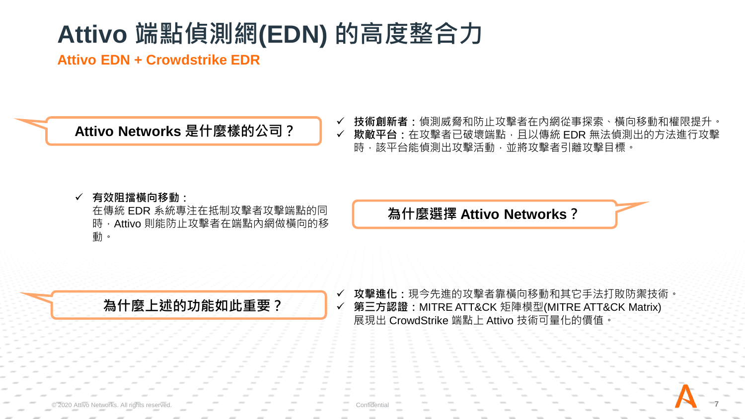# Attivo 端點偵測網(EDN) 的高度整合力

**Attivo EDN + Crowdstrike EDR**

### Attivo Networks 是什麼樣的公司？

- ✓ **技術創新者**：偵測威脅和防止攻擊者在內網從事探索、橫向移動和權限提升。
- ✓ **欺敵平台**：在攻擊者已破壞端點，且以傳統 EDR 無法偵測出的方法進行攻擊時，該平台能偵測出攻擊活動，並將攻擊者引離攻擊目標。

### 為什麼選擇 Attivo Networks？

- ✓ **有效阻擋橫向移動**：
  在傳統 EDR 系統專注在抵制攻擊者攻擊端點的同時，Attivo 則能防止攻擊者在端點內網做橫向的移動。

### 為什麼上述的功能如此重要？

- ✓ **攻擊進化**：現今先進的攻擊者靠橫向移動和其它手法打敗防禦技術。
- ✓ **第三方認證**：MITRE ATT&CK 矩陣模型(MITRE ATT&CK Matrix) 展現出 CrowdStrike 端點上 Attivo 技術可量化的價值。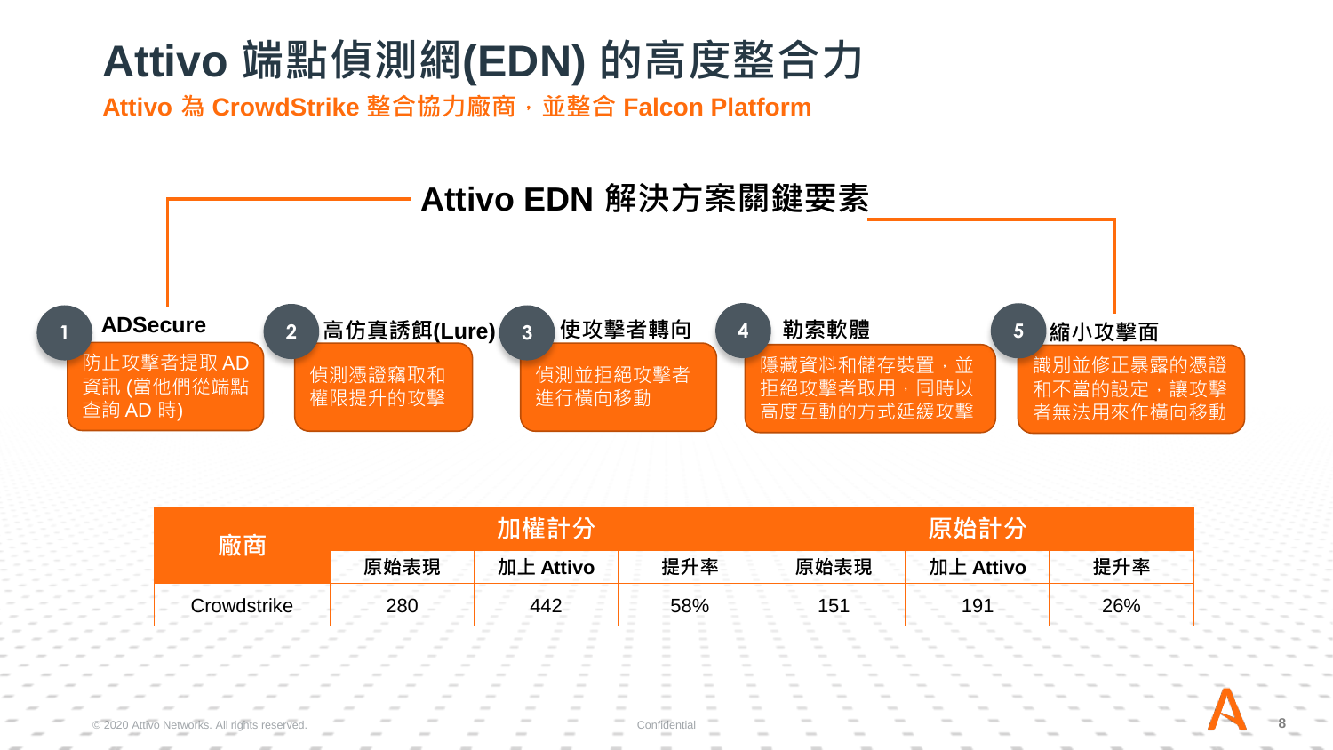# Attivo 端點偵測網(EDN) 的高度整合力

**Attivo 為 CrowdStrike 整合協力廠商，並整合 Falcon Platform**

## Attivo EDN 解決方案關鍵要素

1. **ADSecure**
   防止攻擊者提取 AD 資訊 (當他們從端點查詢 AD 時)
2. **高仿真誘餌(Lure)**
   偵測憑證竊取和權限提升的攻擊
3. **使攻擊者轉向**
   偵測並拒絕攻擊者進行橫向移動
4. **勒索軟體**
   隱藏資料和儲存裝置，並拒絕攻擊者取用，同時以高度互動的方式延緩攻擊
5. **縮小攻擊面**
   識別並修正暴露的憑證和不當的設定，讓攻擊者無法用來作橫向移動

| 廠商 | 加權計分 | | | 原始計分 | | |
|---|---|---|---|---|---|---|
| | 原始表現 | 加上 Attivo | 提升率 | 原始表現 | 加上 Attivo | 提升率 |
| Crowdstrike | 280 | 442 | 58% | 151 | 191 | 26% |

© 2020 Attivo Networks. All rights reserved.

Confidential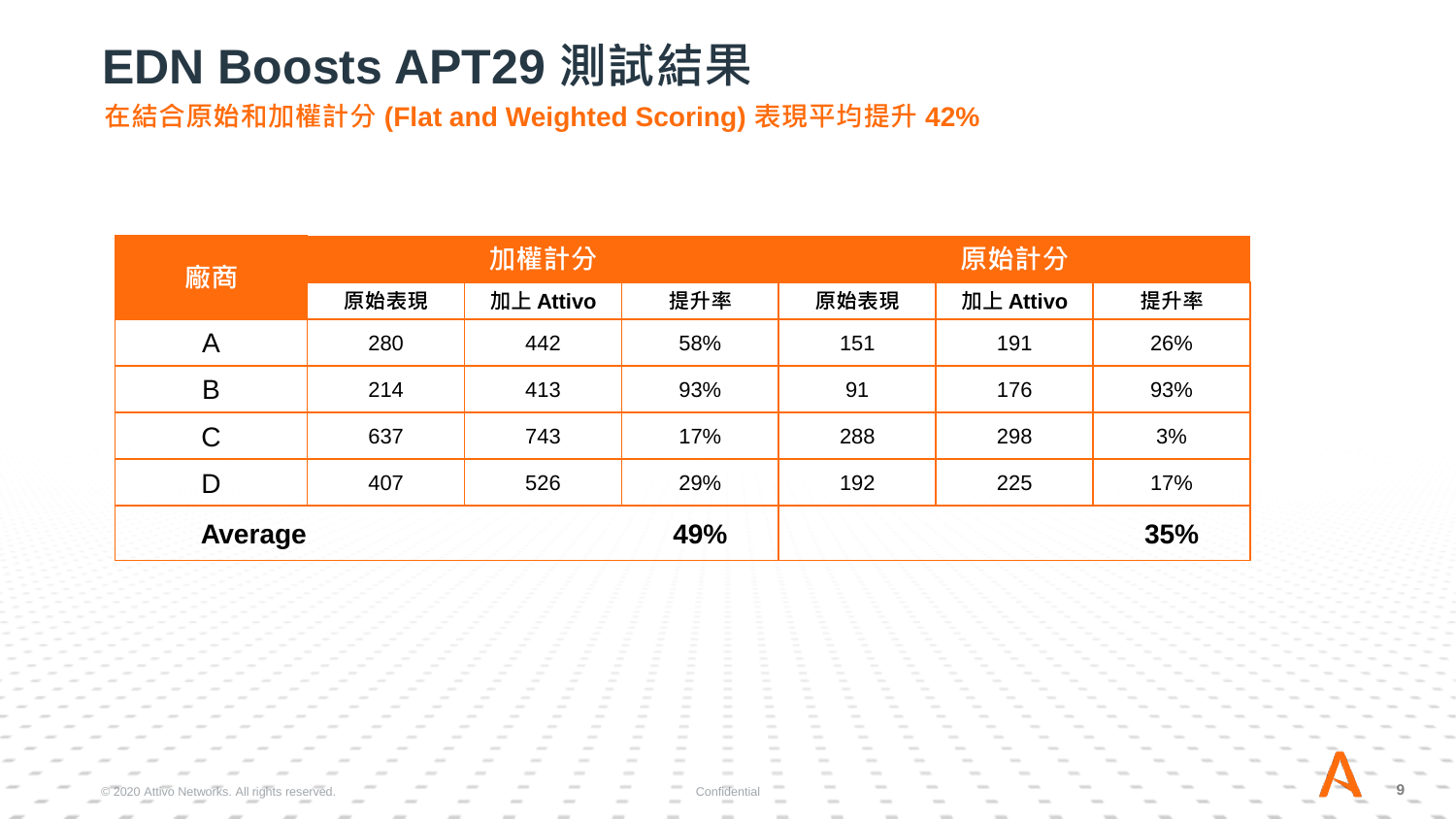# EDN Boosts APT29 測試結果

**在結合原始和加權計分 (Flat and Weighted Scoring) 表現平均提升 42%**

| 廠商 | 加權計分 | | | 原始計分 | | |
|---|---|---|---|---|---|---|
| | 原始表現 | 加上 Attivo | 提升率 | 原始表現 | 加上 Attivo | 提升率 |
| A | 280 | 442 | 58% | 151 | 191 | 26% |
| B | 214 | 413 | 93% | 91 | 176 | 93% |
| C | 637 | 743 | 17% | 288 | 298 | 3% |
| D | 407 | 526 | 29% | 192 | 225 | 17% |
| **Average** | | | **49%** | | | **35%** |

© 2020 Attivo Networks. All rights reserved. Confidential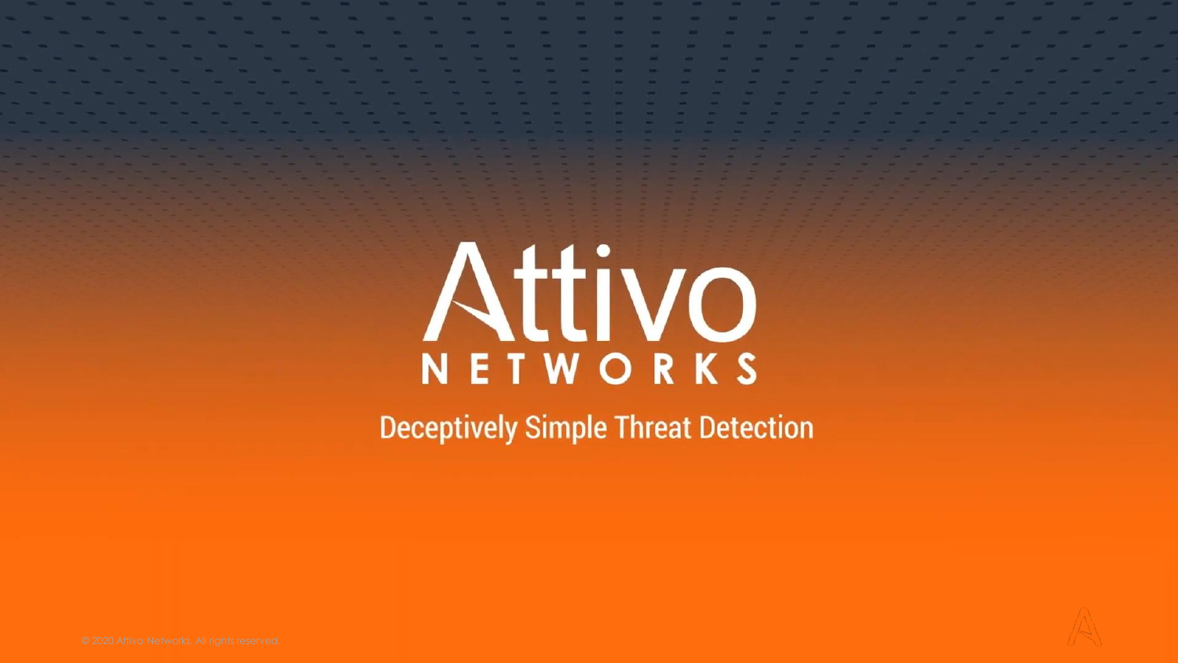# Attivo NETWORKS

Deceptively Simple Threat Detection

© 2020 Attivo Networks. All rights reserved.